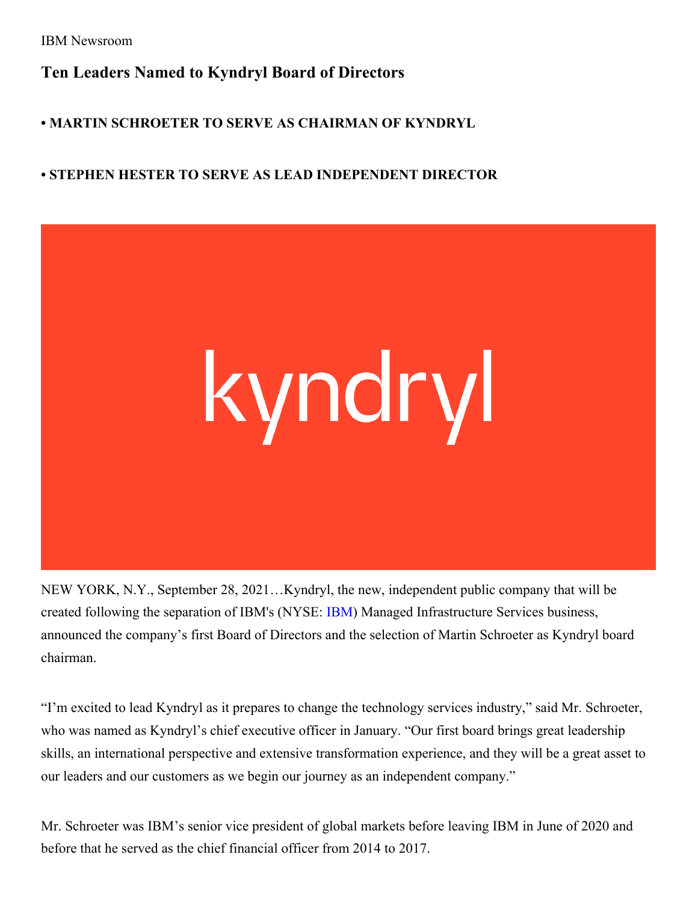IBM Newsroom

# Ten Leaders Named to Kyndryl Board of Directors

**• MARTIN SCHROETER TO SERVE AS CHAIRMAN OF KYNDRYL**

**• STEPHEN HESTER TO SERVE AS LEAD INDEPENDENT DIRECTOR**

NEW YORK, N.Y., September 28, 2021…Kyndryl, the new, independent public company that will be created following the separation of IBM's (NYSE: IBM) Managed Infrastructure Services business, announced the company's first Board of Directors and the selection of Martin Schroeter as Kyndryl board chairman.

"I'm excited to lead Kyndryl as it prepares to change the technology services industry," said Mr. Schroeter, who was named as Kyndryl's chief executive officer in January. "Our first board brings great leadership skills, an international perspective and extensive transformation experience, and they will be a great asset to our leaders and our customers as we begin our journey as an independent company."

Mr. Schroeter was IBM's senior vice president of global markets before leaving IBM in June of 2020 and before that he served as the chief financial officer from 2014 to 2017.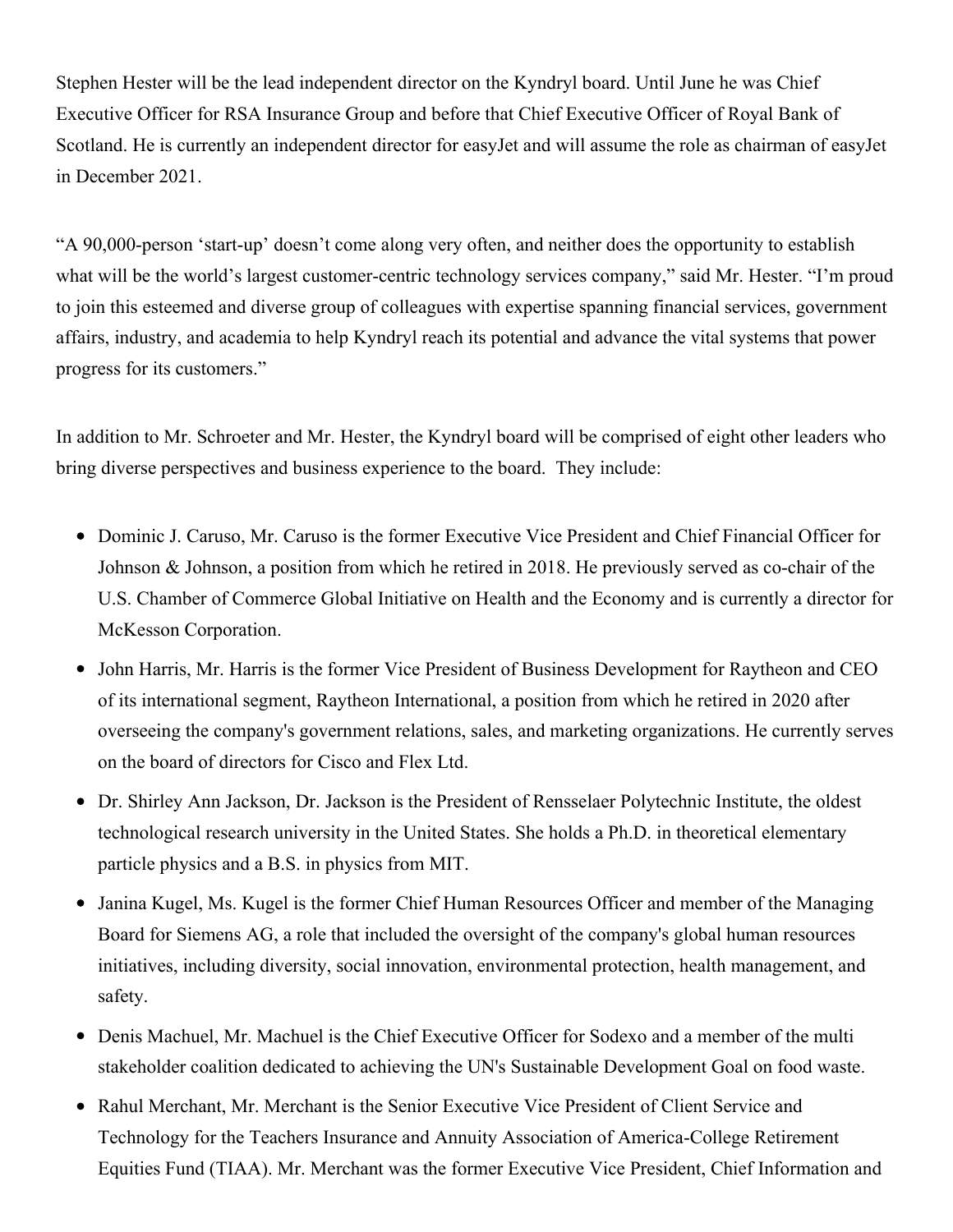Stephen Hester will be the lead independent director on the Kyndryl board. Until June he was Chief Executive Officer for RSA Insurance Group and before that Chief Executive Officer of Royal Bank of Scotland. He is currently an independent director for easyJet and will assume the role as chairman of easyJet in December 2021.

"A 90,000-person 'start-up' doesn't come along very often, and neither does the opportunity to establish what will be the world's largest customer-centric technology services company," said Mr. Hester. "I'm proud to join this esteemed and diverse group of colleagues with expertise spanning financial services, government affairs, industry, and academia to help Kyndryl reach its potential and advance the vital systems that power progress for its customers."

In addition to Mr. Schroeter and Mr. Hester, the Kyndryl board will be comprised of eight other leaders who bring diverse perspectives and business experience to the board. They include:

- Dominic J. Caruso, Mr. Caruso is the former Executive Vice President and Chief Financial Officer for Johnson & Johnson, a position from which he retired in 2018. He previously served as co-chair of the U.S. Chamber of Commerce Global Initiative on Health and the Economy and is currently a director for McKesson Corporation.
- John Harris, Mr. Harris is the former Vice President of Business Development for Raytheon and CEO of its international segment, Raytheon International, a position from which he retired in 2020 after overseeing the company's government relations, sales, and marketing organizations. He currently serves on the board of directors for Cisco and Flex Ltd.
- Dr. Shirley Ann Jackson, Dr. Jackson is the President of Rensselaer Polytechnic Institute, the oldest technological research university in the United States. She holds a Ph.D. in theoretical elementary particle physics and a B.S. in physics from MIT.
- Janina Kugel, Ms. Kugel is the former Chief Human Resources Officer and member of the Managing Board for Siemens AG, a role that included the oversight of the company's global human resources initiatives, including diversity, social innovation, environmental protection, health management, and safety.
- Denis Machuel, Mr. Machuel is the Chief Executive Officer for Sodexo and a member of the multi stakeholder coalition dedicated to achieving the UN's Sustainable Development Goal on food waste.
- Rahul Merchant, Mr. Merchant is the Senior Executive Vice President of Client Service and Technology for the Teachers Insurance and Annuity Association of America-College Retirement Equities Fund (TIAA). Mr. Merchant was the former Executive Vice President, Chief Information and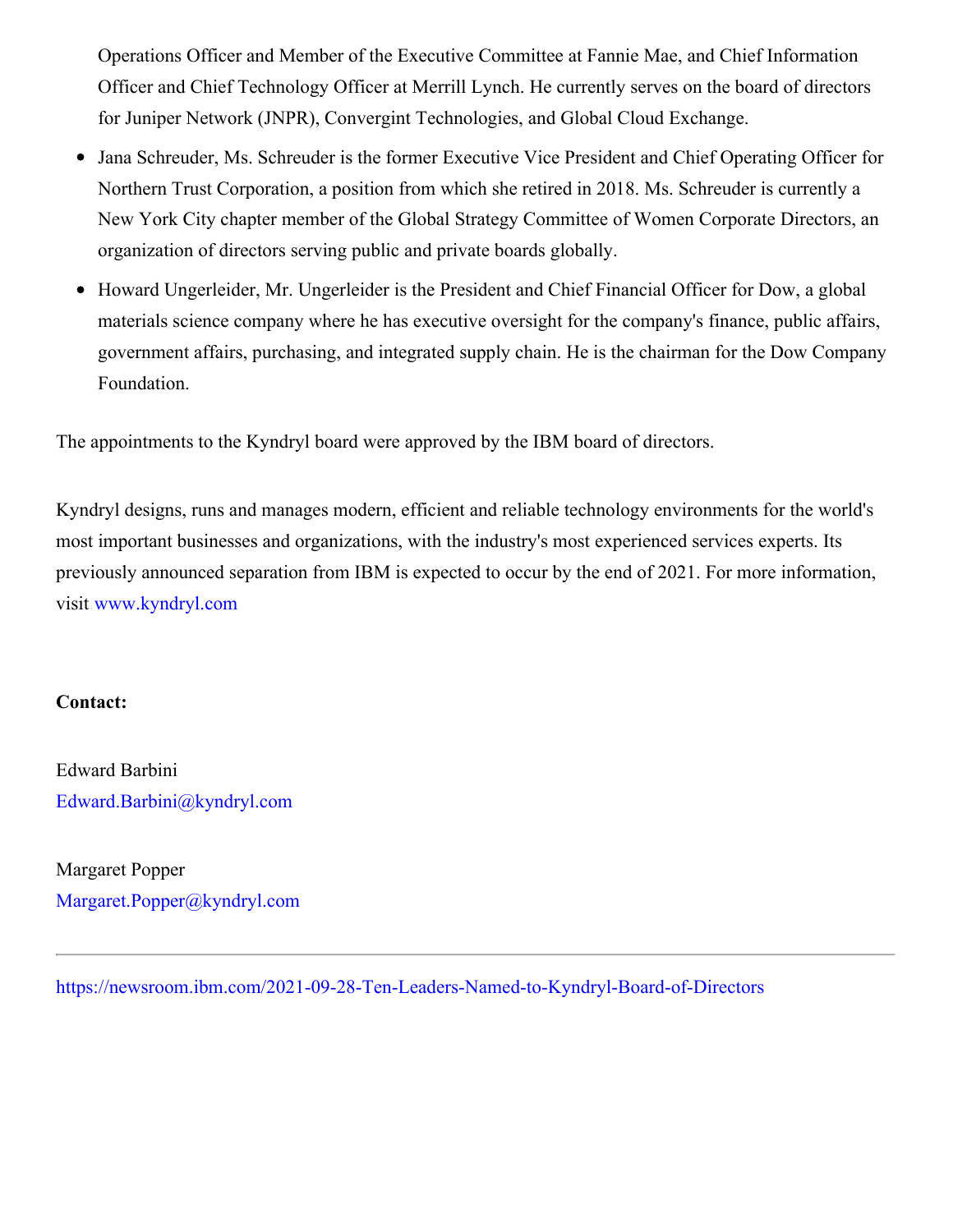Operations Officer and Member of the Executive Committee at Fannie Mae, and Chief Information Officer and Chief Technology Officer at Merrill Lynch. He currently serves on the board of directors for Juniper Network (JNPR), Convergint Technologies, and Global Cloud Exchange.

- Jana Schreuder, Ms. Schreuder is the former Executive Vice President and Chief Operating Officer for Northern Trust Corporation, a position from which she retired in 2018. Ms. Schreuder is currently a New York City chapter member of the Global Strategy Committee of Women Corporate Directors, an organization of directors serving public and private boards globally.
- Howard Ungerleider, Mr. Ungerleider is the President and Chief Financial Officer for Dow, a global materials science company where he has executive oversight for the company's finance, public affairs, government affairs, purchasing, and integrated supply chain. He is the chairman for the Dow Company Foundation.

The appointments to the Kyndryl board were approved by the IBM board of directors.

Kyndryl designs, runs and manages modern, efficient and reliable technology environments for the world's most important businesses and organizations, with the industry's most experienced services experts. Its previously announced separation from IBM is expected to occur by the end of 2021. For more information, visit www.kyndryl.com

**Contact:**

Edward Barbini
Edward.Barbini@kyndryl.com

Margaret Popper
Margaret.Popper@kyndryl.com

---

https://newsroom.ibm.com/2021-09-28-Ten-Leaders-Named-to-Kyndryl-Board-of-Directors